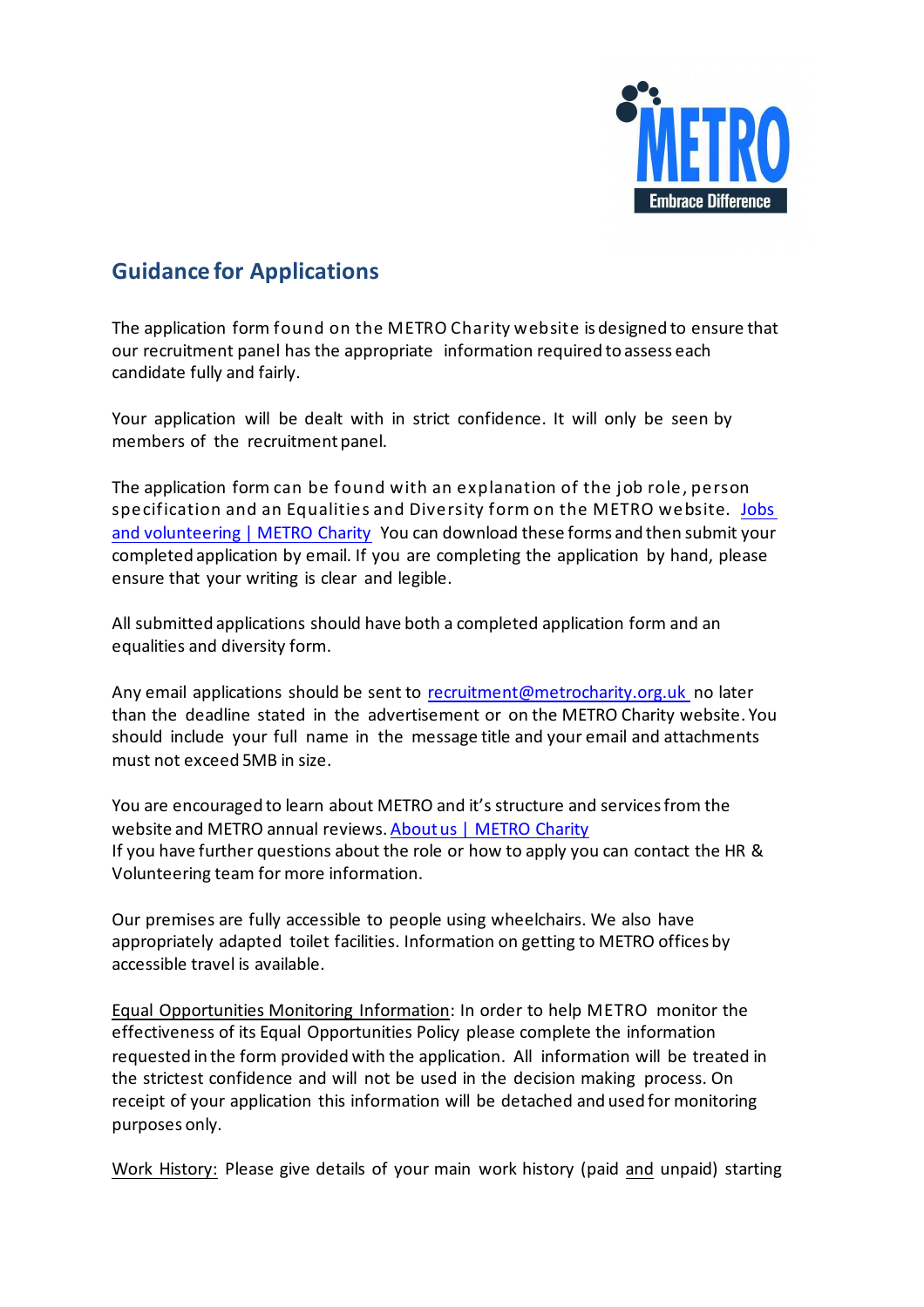## Guidance for Applications

The application form found on the METRO Charity website is designed to ensure that our recruitment panel has the appropriate information required to assess each candidate fully and fairly.

Your application will be dealt with in strict confidence. It will only be seen by members of the recruitment panel.

The application form can be found with an explanation of the job role, person specification and an Equalities and Diversity form on the METRO website. [Jobs and volunteering | METRO Charity](#) You can download these forms and then submit your completed application by email. If you are completing the application by hand, please ensure that your writing is clear and legible.

All submitted applications should have both a completed application form and an equalities and diversity form.

Any email applications should be sent to [recruitment@metrocharity.org.uk](mailto:recruitment@metrocharity.org.uk) no later than the deadline stated in the advertisement or on the METRO Charity website. You should include your full name in the message title and your email and attachments must not exceed 5MB in size.

You are encouraged to learn about METRO and it's structure and services from the website and METRO annual reviews. [About us | METRO Charity](#)
If you have further questions about the role or how to apply you can contact the HR & Volunteering team for more information.

Our premises are fully accessible to people using wheelchairs. We also have appropriately adapted toilet facilities. Information on getting to METRO offices by accessible travel is available.

<u>Equal Opportunities Monitoring Information</u>: In order to help METRO monitor the effectiveness of its Equal Opportunities Policy please complete the information requested in the form provided with the application. All information will be treated in the strictest confidence and will not be used in the decision making process. On receipt of your application this information will be detached and used for monitoring purposes only.

<u>Work History:</u> Please give details of your main work history (paid <u>and</u> unpaid) starting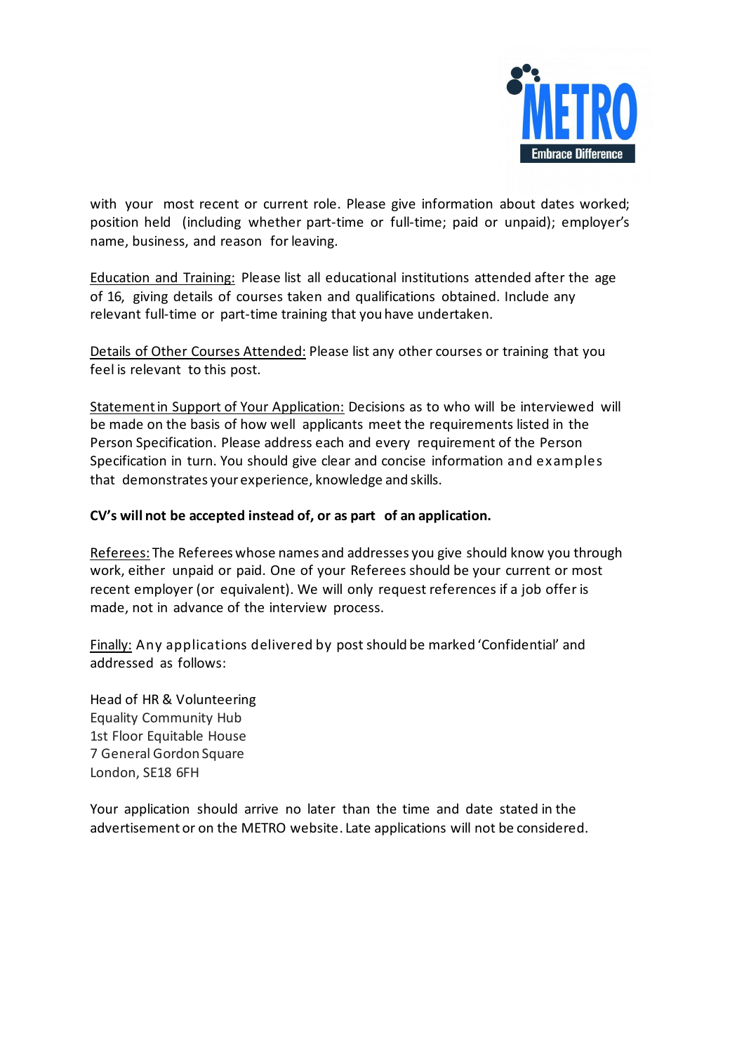with your most recent or current role. Please give information about dates worked; position held (including whether part-time or full-time; paid or unpaid); employer's name, business, and reason for leaving.

Education and Training: Please list all educational institutions attended after the age of 16, giving details of courses taken and qualifications obtained. Include any relevant full-time or part-time training that you have undertaken.

Details of Other Courses Attended: Please list any other courses or training that you feel is relevant to this post.

Statement in Support of Your Application: Decisions as to who will be interviewed will be made on the basis of how well applicants meet the requirements listed in the Person Specification. Please address each and every requirement of the Person Specification in turn. You should give clear and concise information and examples that demonstrates your experience, knowledge and skills.

**CV's will not be accepted instead of, or as part of an application.**

Referees: The Referees whose names and addresses you give should know you through work, either unpaid or paid. One of your Referees should be your current or most recent employer (or equivalent). We will only request references if a job offer is made, not in advance of the interview process.

Finally: Any applications delivered by post should be marked 'Confidential' and addressed as follows:

Head of HR & Volunteering
Equality Community Hub
1st Floor Equitable House
7 General Gordon Square
London, SE18 6FH

Your application should arrive no later than the time and date stated in the advertisement or on the METRO website. Late applications will not be considered.